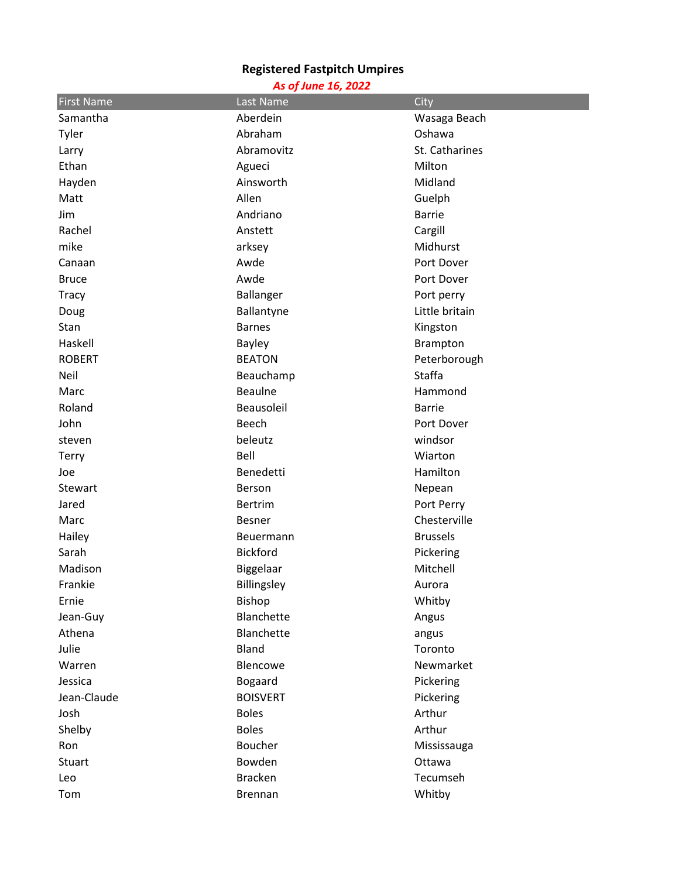**Registered Fastpitch Umpires**

***As of June 16, 2022***

| First Name | Last Name | City |
| --- | --- | --- |
| Samantha | Aberdein | Wasaga Beach |
| Tyler | Abraham | Oshawa |
| Larry | Abramovitz | St. Catharines |
| Ethan | Agueci | Milton |
| Hayden | Ainsworth | Midland |
| Matt | Allen | Guelph |
| Jim | Andriano | Barrie |
| Rachel | Anstett | Cargill |
| mike | arksey | Midhurst |
| Canaan | Awde | Port Dover |
| Bruce | Awde | Port Dover |
| Tracy | Ballanger | Port perry |
| Doug | Ballantyne | Little britain |
| Stan | Barnes | Kingston |
| Haskell | Bayley | Brampton |
| ROBERT | BEATON | Peterborough |
| Neil | Beauchamp | Staffa |
| Marc | Beaulne | Hammond |
| Roland | Beausoleil | Barrie |
| John | Beech | Port Dover |
| steven | beleutz | windsor |
| Terry | Bell | Wiarton |
| Joe | Benedetti | Hamilton |
| Stewart | Berson | Nepean |
| Jared | Bertrim | Port Perry |
| Marc | Besner | Chesterville |
| Hailey | Beuermann | Brussels |
| Sarah | Bickford | Pickering |
| Madison | Biggelaar | Mitchell |
| Frankie | Billingsley | Aurora |
| Ernie | Bishop | Whitby |
| Jean-Guy | Blanchette | Angus |
| Athena | Blanchette | angus |
| Julie | Bland | Toronto |
| Warren | Blencowe | Newmarket |
| Jessica | Bogaard | Pickering |
| Jean-Claude | BOISVERT | Pickering |
| Josh | Boles | Arthur |
| Shelby | Boles | Arthur |
| Ron | Boucher | Mississauga |
| Stuart | Bowden | Ottawa |
| Leo | Bracken | Tecumseh |
| Tom | Brennan | Whitby |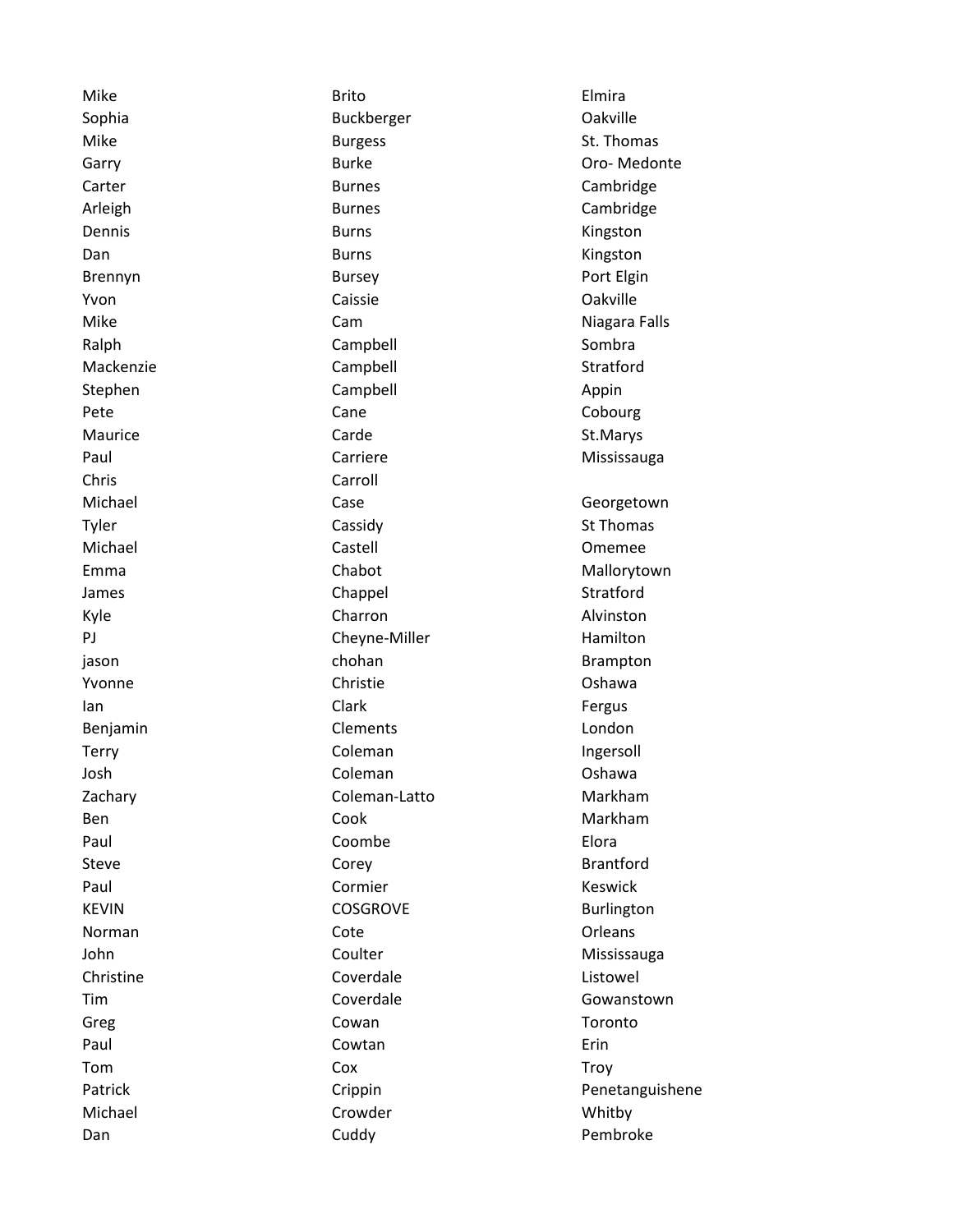| | | |
|---|---|---|
| Mike | Brito | Elmira |
| Sophia | Buckberger | Oakville |
| Mike | Burgess | St. Thomas |
| Garry | Burke | Oro- Medonte |
| Carter | Burnes | Cambridge |
| Arleigh | Burnes | Cambridge |
| Dennis | Burns | Kingston |
| Dan | Burns | Kingston |
| Brennyn | Bursey | Port Elgin |
| Yvon | Caissie | Oakville |
| Mike | Cam | Niagara Falls |
| Ralph | Campbell | Sombra |
| Mackenzie | Campbell | Stratford |
| Stephen | Campbell | Appin |
| Pete | Cane | Cobourg |
| Maurice | Carde | St.Marys |
| Paul | Carriere | Mississauga |
| Chris | Carroll | |
| Michael | Case | Georgetown |
| Tyler | Cassidy | St Thomas |
| Michael | Castell | Omemee |
| Emma | Chabot | Mallorytown |
| James | Chappel | Stratford |
| Kyle | Charron | Alvinston |
| PJ | Cheyne-Miller | Hamilton |
| jason | chohan | Brampton |
| Yvonne | Christie | Oshawa |
| Ian | Clark | Fergus |
| Benjamin | Clements | London |
| Terry | Coleman | Ingersoll |
| Josh | Coleman | Oshawa |
| Zachary | Coleman-Latto | Markham |
| Ben | Cook | Markham |
| Paul | Coombe | Elora |
| Steve | Corey | Brantford |
| Paul | Cormier | Keswick |
| KEVIN | COSGROVE | Burlington |
| Norman | Cote | Orleans |
| John | Coulter | Mississauga |
| Christine | Coverdale | Listowel |
| Tim | Coverdale | Gowanstown |
| Greg | Cowan | Toronto |
| Paul | Cowtan | Erin |
| Tom | Cox | Troy |
| Patrick | Crippin | Penetanguishene |
| Michael | Crowder | Whitby |
| Dan | Cuddy | Pembroke |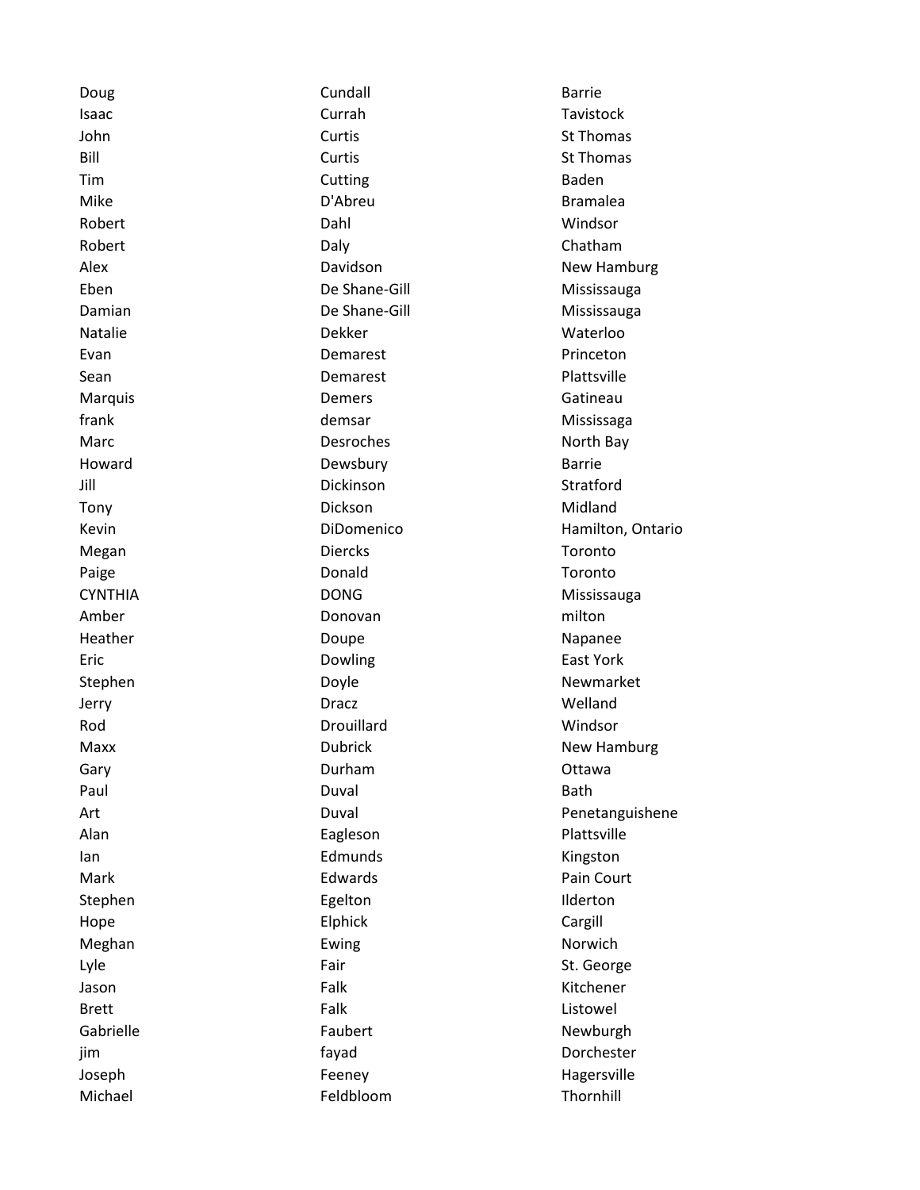| | | |
|---|---|---|
| Doug | Cundall | Barrie |
| Isaac | Currah | Tavistock |
| John | Curtis | St Thomas |
| Bill | Curtis | St Thomas |
| Tim | Cutting | Baden |
| Mike | D'Abreu | Bramalea |
| Robert | Dahl | Windsor |
| Robert | Daly | Chatham |
| Alex | Davidson | New Hamburg |
| Eben | De Shane-Gill | Mississauga |
| Damian | De Shane-Gill | Mississauga |
| Natalie | Dekker | Waterloo |
| Evan | Demarest | Princeton |
| Sean | Demarest | Plattsville |
| Marquis | Demers | Gatineau |
| frank | demsar | Mississaga |
| Marc | Desroches | North Bay |
| Howard | Dewsbury | Barrie |
| Jill | Dickinson | Stratford |
| Tony | Dickson | Midland |
| Kevin | DiDomenico | Hamilton, Ontario |
| Megan | Diercks | Toronto |
| Paige | Donald | Toronto |
| CYNTHIA | DONG | Mississauga |
| Amber | Donovan | milton |
| Heather | Doupe | Napanee |
| Eric | Dowling | East York |
| Stephen | Doyle | Newmarket |
| Jerry | Dracz | Welland |
| Rod | Drouillard | Windsor |
| Maxx | Dubrick | New Hamburg |
| Gary | Durham | Ottawa |
| Paul | Duval | Bath |
| Art | Duval | Penetanguishene |
| Alan | Eagleson | Plattsville |
| Ian | Edmunds | Kingston |
| Mark | Edwards | Pain Court |
| Stephen | Egelton | Ilderton |
| Hope | Elphick | Cargill |
| Meghan | Ewing | Norwich |
| Lyle | Fair | St. George |
| Jason | Falk | Kitchener |
| Brett | Falk | Listowel |
| Gabrielle | Faubert | Newburgh |
| jim | fayad | Dorchester |
| Joseph | Feeney | Hagersville |
| Michael | Feldbloom | Thornhill |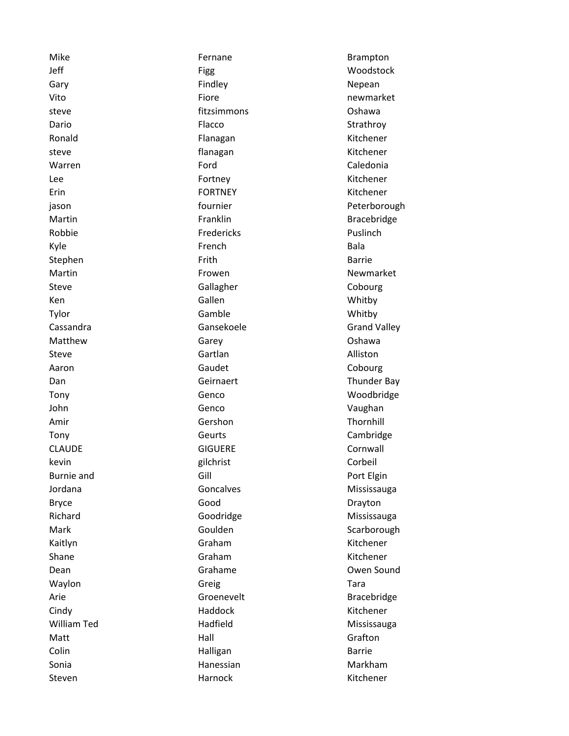| | | |
|---|---|---|
| Mike | Fernane | Brampton |
| Jeff | Figg | Woodstock |
| Gary | Findley | Nepean |
| Vito | Fiore | newmarket |
| steve | fitzsimmons | Oshawa |
| Dario | Flacco | Strathroy |
| Ronald | Flanagan | Kitchener |
| steve | flanagan | Kitchener |
| Warren | Ford | Caledonia |
| Lee | Fortney | Kitchener |
| Erin | FORTNEY | Kitchener |
| jason | fournier | Peterborough |
| Martin | Franklin | Bracebridge |
| Robbie | Fredericks | Puslinch |
| Kyle | French | Bala |
| Stephen | Frith | Barrie |
| Martin | Frowen | Newmarket |
| Steve | Gallagher | Cobourg |
| Ken | Gallen | Whitby |
| Tylor | Gamble | Whitby |
| Cassandra | Gansekoele | Grand Valley |
| Matthew | Garey | Oshawa |
| Steve | Gartlan | Alliston |
| Aaron | Gaudet | Cobourg |
| Dan | Geirnaert | Thunder Bay |
| Tony | Genco | Woodbridge |
| John | Genco | Vaughan |
| Amir | Gershon | Thornhill |
| Tony | Geurts | Cambridge |
| CLAUDE | GIGUERE | Cornwall |
| kevin | gilchrist | Corbeil |
| Burnie and | Gill | Port Elgin |
| Jordana | Goncalves | Mississauga |
| Bryce | Good | Drayton |
| Richard | Goodridge | Mississauga |
| Mark | Goulden | Scarborough |
| Kaitlyn | Graham | Kitchener |
| Shane | Graham | Kitchener |
| Dean | Grahame | Owen Sound |
| Waylon | Greig | Tara |
| Arie | Groenevelt | Bracebridge |
| Cindy | Haddock | Kitchener |
| William Ted | Hadfield | Mississauga |
| Matt | Hall | Grafton |
| Colin | Halligan | Barrie |
| Sonia | Hanessian | Markham |
| Steven | Harnock | Kitchener |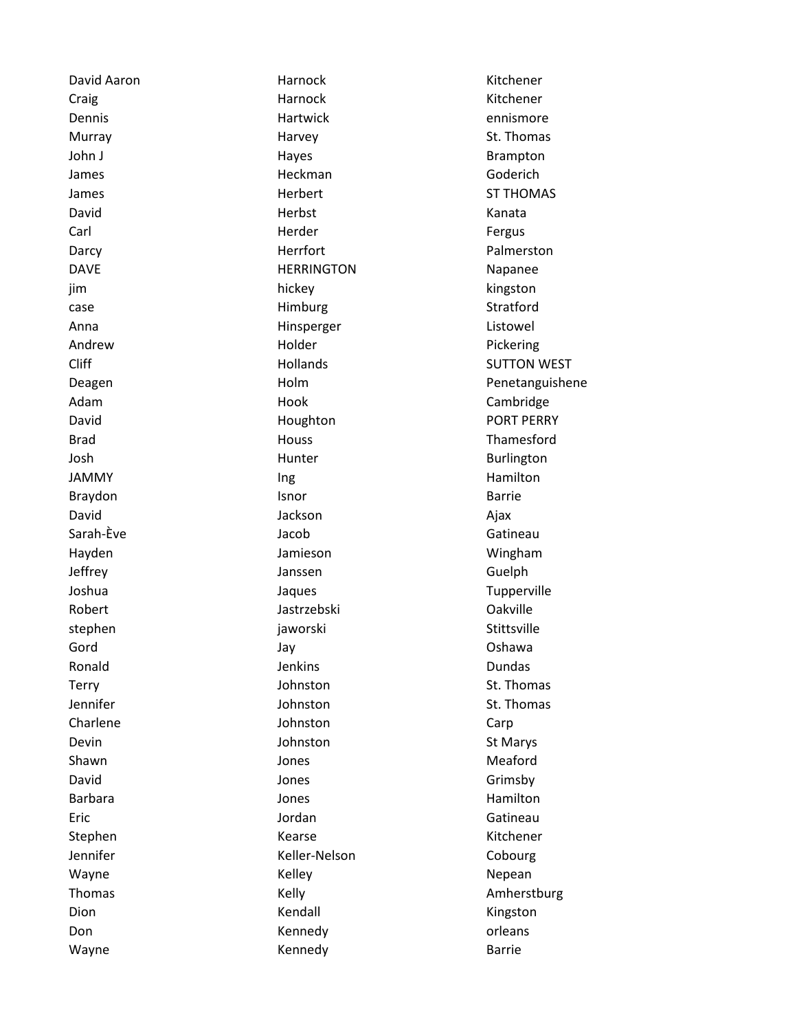| David Aaron | Harnock | Kitchener |
|---|---|---|
| Craig | Harnock | Kitchener |
| Dennis | Hartwick | ennismore |
| Murray | Harvey | St. Thomas |
| John J | Hayes | Brampton |
| James | Heckman | Goderich |
| James | Herbert | ST THOMAS |
| David | Herbst | Kanata |
| Carl | Herder | Fergus |
| Darcy | Herrfort | Palmerston |
| DAVE | HERRINGTON | Napanee |
| jim | hickey | kingston |
| case | Himburg | Stratford |
| Anna | Hinsperger | Listowel |
| Andrew | Holder | Pickering |
| Cliff | Hollands | SUTTON WEST |
| Deagen | Holm | Penetanguishene |
| Adam | Hook | Cambridge |
| David | Houghton | PORT PERRY |
| Brad | Houss | Thamesford |
| Josh | Hunter | Burlington |
| JAMMY | Ing | Hamilton |
| Braydon | Isnor | Barrie |
| David | Jackson | Ajax |
| Sarah-Ève | Jacob | Gatineau |
| Hayden | Jamieson | Wingham |
| Jeffrey | Janssen | Guelph |
| Joshua | Jaques | Tupperville |
| Robert | Jastrzebski | Oakville |
| stephen | jaworski | Stittsville |
| Gord | Jay | Oshawa |
| Ronald | Jenkins | Dundas |
| Terry | Johnston | St. Thomas |
| Jennifer | Johnston | St. Thomas |
| Charlene | Johnston | Carp |
| Devin | Johnston | St Marys |
| Shawn | Jones | Meaford |
| David | Jones | Grimsby |
| Barbara | Jones | Hamilton |
| Eric | Jordan | Gatineau |
| Stephen | Kearse | Kitchener |
| Jennifer | Keller-Nelson | Cobourg |
| Wayne | Kelley | Nepean |
| Thomas | Kelly | Amherstburg |
| Dion | Kendall | Kingston |
| Don | Kennedy | orleans |
| Wayne | Kennedy | Barrie |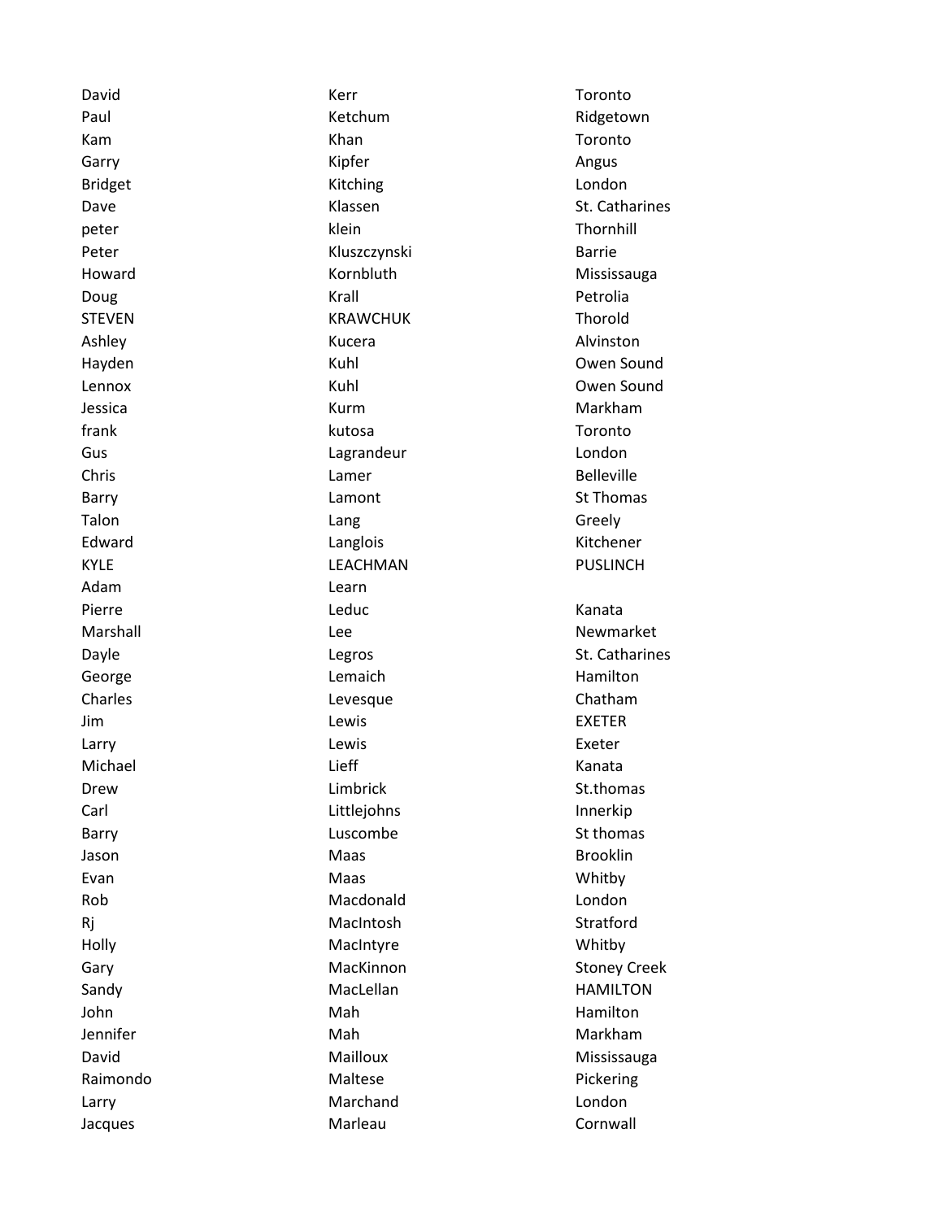| | | |
|---|---|---|
| David | Kerr | Toronto |
| Paul | Ketchum | Ridgetown |
| Kam | Khan | Toronto |
| Garry | Kipfer | Angus |
| Bridget | Kitching | London |
| Dave | Klassen | St. Catharines |
| peter | klein | Thornhill |
| Peter | Kluszczynski | Barrie |
| Howard | Kornbluth | Mississauga |
| Doug | Krall | Petrolia |
| STEVEN | KRAWCHUK | Thorold |
| Ashley | Kucera | Alvinston |
| Hayden | Kuhl | Owen Sound |
| Lennox | Kuhl | Owen Sound |
| Jessica | Kurm | Markham |
| frank | kutosa | Toronto |
| Gus | Lagrandeur | London |
| Chris | Lamer | Belleville |
| Barry | Lamont | St Thomas |
| Talon | Lang | Greely |
| Edward | Langlois | Kitchener |
| KYLE | LEACHMAN | PUSLINCH |
| Adam | Learn | |
| Pierre | Leduc | Kanata |
| Marshall | Lee | Newmarket |
| Dayle | Legros | St. Catharines |
| George | Lemaich | Hamilton |
| Charles | Levesque | Chatham |
| Jim | Lewis | EXETER |
| Larry | Lewis | Exeter |
| Michael | Lieff | Kanata |
| Drew | Limbrick | St.thomas |
| Carl | Littlejohns | Innerkip |
| Barry | Luscombe | St thomas |
| Jason | Maas | Brooklin |
| Evan | Maas | Whitby |
| Rob | Macdonald | London |
| Rj | MacIntosh | Stratford |
| Holly | MacIntyre | Whitby |
| Gary | MacKinnon | Stoney Creek |
| Sandy | MacLellan | HAMILTON |
| John | Mah | Hamilton |
| Jennifer | Mah | Markham |
| David | Mailloux | Mississauga |
| Raimondo | Maltese | Pickering |
| Larry | Marchand | London |
| Jacques | Marleau | Cornwall |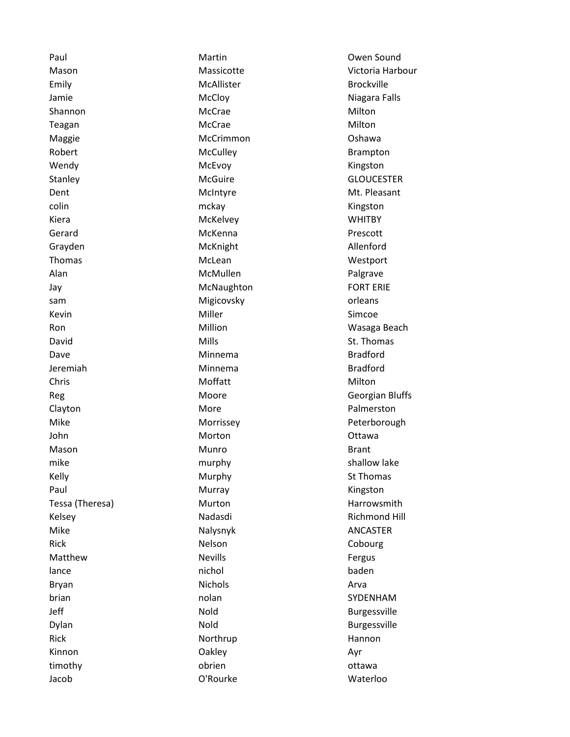| | | |
|---|---|---|
| Paul | Martin | Owen Sound |
| Mason | Massicotte | Victoria Harbour |
| Emily | McAllister | Brockville |
| Jamie | McCloy | Niagara Falls |
| Shannon | McCrae | Milton |
| Teagan | McCrae | Milton |
| Maggie | McCrimmon | Oshawa |
| Robert | McCulley | Brampton |
| Wendy | McEvoy | Kingston |
| Stanley | McGuire | GLOUCESTER |
| Dent | McIntyre | Mt. Pleasant |
| colin | mckay | Kingston |
| Kiera | McKelvey | WHITBY |
| Gerard | McKenna | Prescott |
| Grayden | McKnight | Allenford |
| Thomas | McLean | Westport |
| Alan | McMullen | Palgrave |
| Jay | McNaughton | FORT ERIE |
| sam | Migicovsky | orleans |
| Kevin | Miller | Simcoe |
| Ron | Million | Wasaga Beach |
| David | Mills | St. Thomas |
| Dave | Minnema | Bradford |
| Jeremiah | Minnema | Bradford |
| Chris | Moffatt | Milton |
| Reg | Moore | Georgian Bluffs |
| Clayton | More | Palmerston |
| Mike | Morrissey | Peterborough |
| John | Morton | Ottawa |
| Mason | Munro | Brant |
| mike | murphy | shallow lake |
| Kelly | Murphy | St Thomas |
| Paul | Murray | Kingston |
| Tessa (Theresa) | Murton | Harrowsmith |
| Kelsey | Nadasdi | Richmond Hill |
| Mike | Nalysnyk | ANCASTER |
| Rick | Nelson | Cobourg |
| Matthew | Nevills | Fergus |
| lance | nichol | baden |
| Bryan | Nichols | Arva |
| brian | nolan | SYDENHAM |
| Jeff | Nold | Burgessville |
| Dylan | Nold | Burgessville |
| Rick | Northrup | Hannon |
| Kinnon | Oakley | Ayr |
| timothy | obrien | ottawa |
| Jacob | O'Rourke | Waterloo |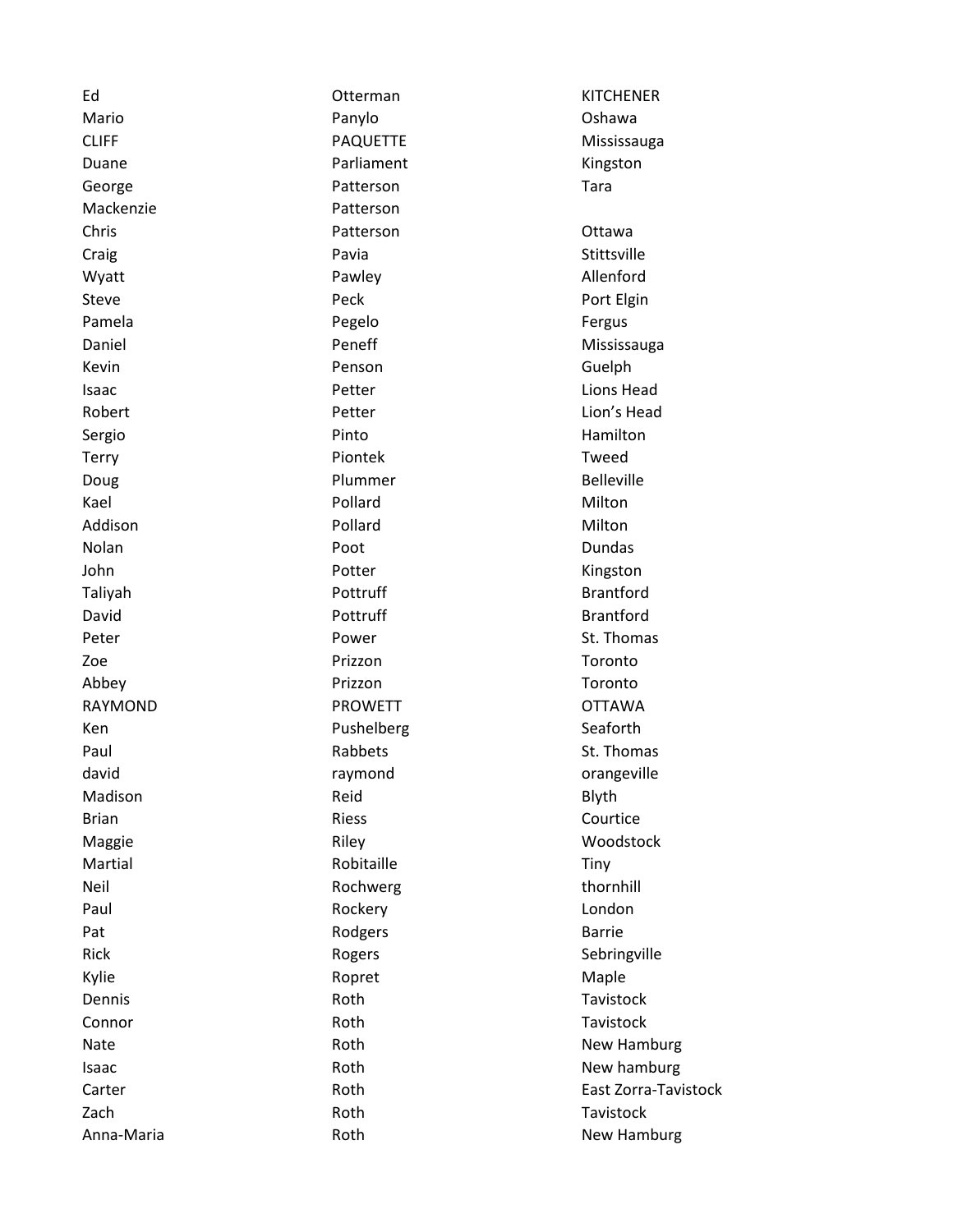| | | |
|---|---|---|
| Ed | Otterman | KITCHENER |
| Mario | Panylo | Oshawa |
| CLIFF | PAQUETTE | Mississauga |
| Duane | Parliament | Kingston |
| George | Patterson | Tara |
| Mackenzie | Patterson | |
| Chris | Patterson | Ottawa |
| Craig | Pavia | Stittsville |
| Wyatt | Pawley | Allenford |
| Steve | Peck | Port Elgin |
| Pamela | Pegelo | Fergus |
| Daniel | Peneff | Mississauga |
| Kevin | Penson | Guelph |
| Isaac | Petter | Lions Head |
| Robert | Petter | Lion's Head |
| Sergio | Pinto | Hamilton |
| Terry | Piontek | Tweed |
| Doug | Plummer | Belleville |
| Kael | Pollard | Milton |
| Addison | Pollard | Milton |
| Nolan | Poot | Dundas |
| John | Potter | Kingston |
| Taliyah | Pottruff | Brantford |
| David | Pottruff | Brantford |
| Peter | Power | St. Thomas |
| Zoe | Prizzon | Toronto |
| Abbey | Prizzon | Toronto |
| RAYMOND | PROWETT | OTTAWA |
| Ken | Pushelberg | Seaforth |
| Paul | Rabbets | St. Thomas |
| david | raymond | orangeville |
| Madison | Reid | Blyth |
| Brian | Riess | Courtice |
| Maggie | Riley | Woodstock |
| Martial | Robitaille | Tiny |
| Neil | Rochwerg | thornhill |
| Paul | Rockery | London |
| Pat | Rodgers | Barrie |
| Rick | Rogers | Sebringville |
| Kylie | Ropret | Maple |
| Dennis | Roth | Tavistock |
| Connor | Roth | Tavistock |
| Nate | Roth | New Hamburg |
| Isaac | Roth | New hamburg |
| Carter | Roth | East Zorra-Tavistock |
| Zach | Roth | Tavistock |
| Anna-Maria | Roth | New Hamburg |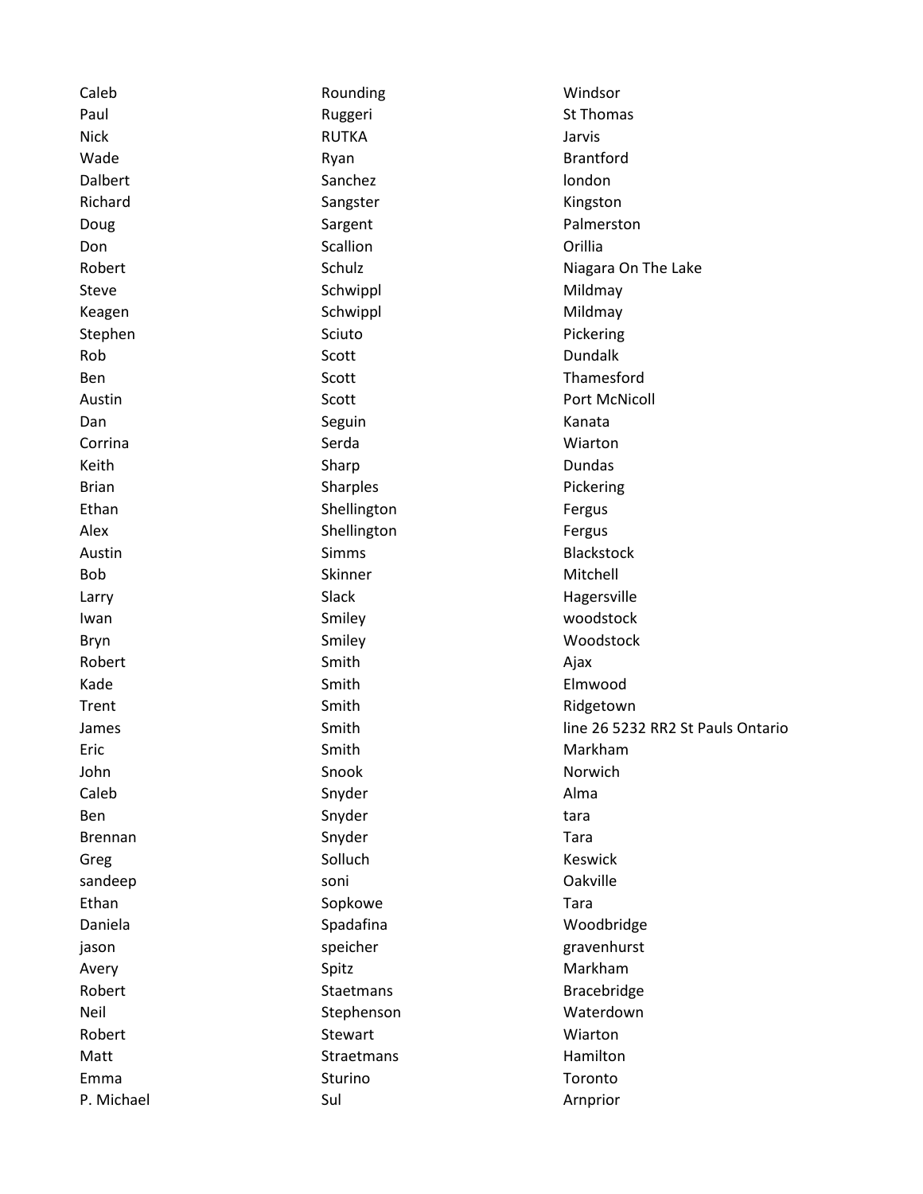| | | |
|---|---|---|
| Caleb | Rounding | Windsor |
| Paul | Ruggeri | St Thomas |
| Nick | RUTKA | Jarvis |
| Wade | Ryan | Brantford |
| Dalbert | Sanchez | london |
| Richard | Sangster | Kingston |
| Doug | Sargent | Palmerston |
| Don | Scallion | Orillia |
| Robert | Schulz | Niagara On The Lake |
| Steve | Schwippl | Mildmay |
| Keagen | Schwippl | Mildmay |
| Stephen | Sciuto | Pickering |
| Rob | Scott | Dundalk |
| Ben | Scott | Thamesford |
| Austin | Scott | Port McNicoll |
| Dan | Seguin | Kanata |
| Corrina | Serda | Wiarton |
| Keith | Sharp | Dundas |
| Brian | Sharples | Pickering |
| Ethan | Shellington | Fergus |
| Alex | Shellington | Fergus |
| Austin | Simms | Blackstock |
| Bob | Skinner | Mitchell |
| Larry | Slack | Hagersville |
| Iwan | Smiley | woodstock |
| Bryn | Smiley | Woodstock |
| Robert | Smith | Ajax |
| Kade | Smith | Elmwood |
| Trent | Smith | Ridgetown |
| James | Smith | line 26 5232 RR2 St Pauls Ontario |
| Eric | Smith | Markham |
| John | Snook | Norwich |
| Caleb | Snyder | Alma |
| Ben | Snyder | tara |
| Brennan | Snyder | Tara |
| Greg | Solluch | Keswick |
| sandeep | soni | Oakville |
| Ethan | Sopkowe | Tara |
| Daniela | Spadafina | Woodbridge |
| jason | speicher | gravenhurst |
| Avery | Spitz | Markham |
| Robert | Staetmans | Bracebridge |
| Neil | Stephenson | Waterdown |
| Robert | Stewart | Wiarton |
| Matt | Straetmans | Hamilton |
| Emma | Sturino | Toronto |
| P. Michael | Sul | Arnprior |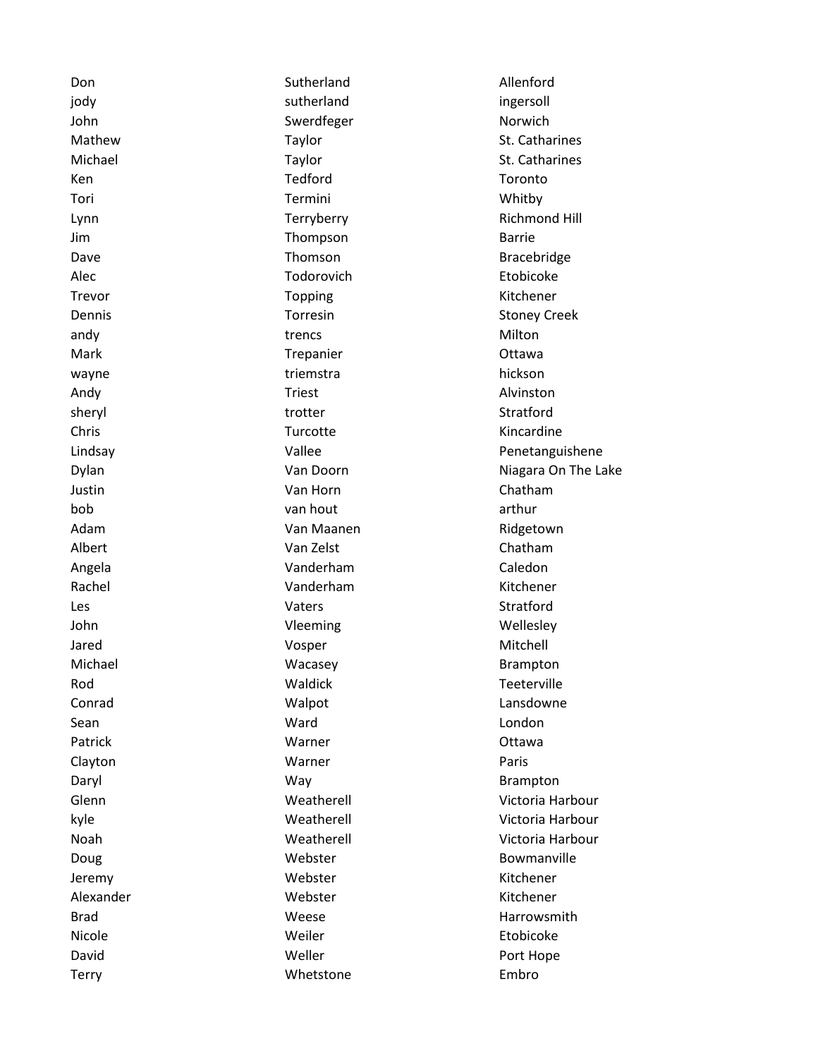| Don | Sutherland | Allenford |
|---|---|---|
| jody | sutherland | ingersoll |
| John | Swerdfeger | Norwich |
| Mathew | Taylor | St. Catharines |
| Michael | Taylor | St. Catharines |
| Ken | Tedford | Toronto |
| Tori | Termini | Whitby |
| Lynn | Terryberry | Richmond Hill |
| Jim | Thompson | Barrie |
| Dave | Thomson | Bracebridge |
| Alec | Todorovich | Etobicoke |
| Trevor | Topping | Kitchener |
| Dennis | Torresin | Stoney Creek |
| andy | trencs | Milton |
| Mark | Trepanier | Ottawa |
| wayne | triemstra | hickson |
| Andy | Triest | Alvinston |
| sheryl | trotter | Stratford |
| Chris | Turcotte | Kincardine |
| Lindsay | Vallee | Penetanguishene |
| Dylan | Van Doorn | Niagara On The Lake |
| Justin | Van Horn | Chatham |
| bob | van hout | arthur |
| Adam | Van Maanen | Ridgetown |
| Albert | Van Zelst | Chatham |
| Angela | Vanderham | Caledon |
| Rachel | Vanderham | Kitchener |
| Les | Vaters | Stratford |
| John | Vleeming | Wellesley |
| Jared | Vosper | Mitchell |
| Michael | Wacasey | Brampton |
| Rod | Waldick | Teeterville |
| Conrad | Walpot | Lansdowne |
| Sean | Ward | London |
| Patrick | Warner | Ottawa |
| Clayton | Warner | Paris |
| Daryl | Way | Brampton |
| Glenn | Weatherell | Victoria Harbour |
| kyle | Weatherell | Victoria Harbour |
| Noah | Weatherell | Victoria Harbour |
| Doug | Webster | Bowmanville |
| Jeremy | Webster | Kitchener |
| Alexander | Webster | Kitchener |
| Brad | Weese | Harrowsmith |
| Nicole | Weiler | Etobicoke |
| David | Weller | Port Hope |
| Terry | Whetstone | Embro |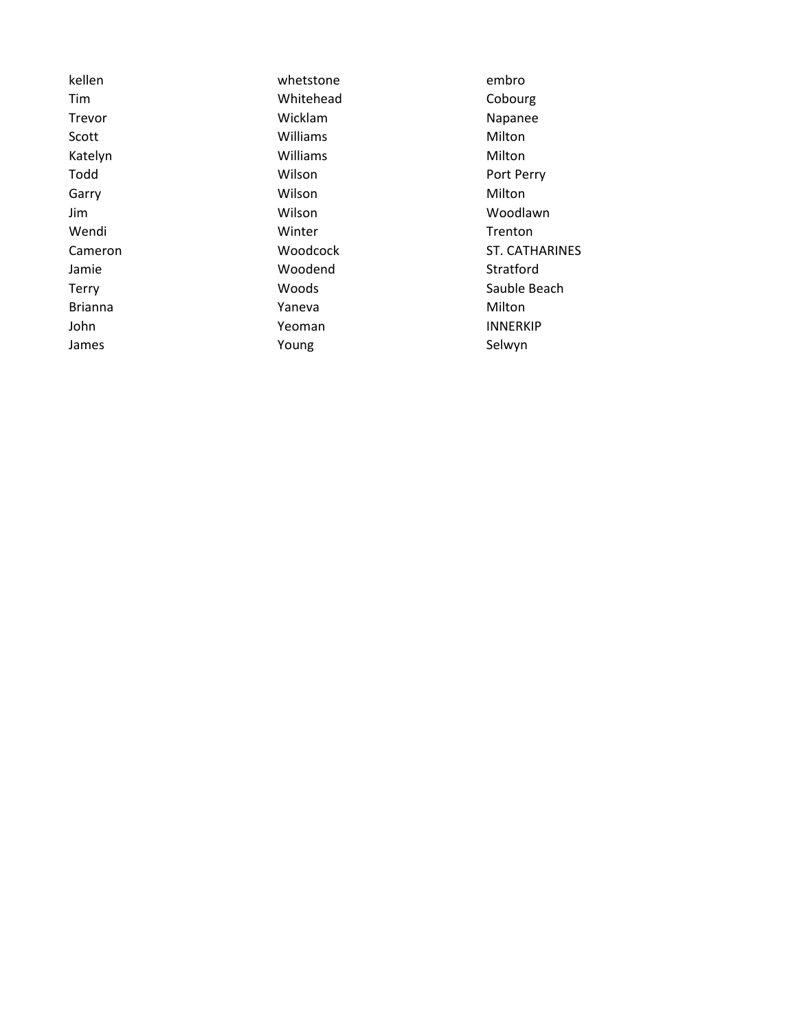| | | |
|---|---|---|
| kellen | whetstone | embro |
| Tim | Whitehead | Cobourg |
| Trevor | Wicklam | Napanee |
| Scott | Williams | Milton |
| Katelyn | Williams | Milton |
| Todd | Wilson | Port Perry |
| Garry | Wilson | Milton |
| Jim | Wilson | Woodlawn |
| Wendi | Winter | Trenton |
| Cameron | Woodcock | ST. CATHARINES |
| Jamie | Woodend | Stratford |
| Terry | Woods | Sauble Beach |
| Brianna | Yaneva | Milton |
| John | Yeoman | INNERKIP |
| James | Young | Selwyn |